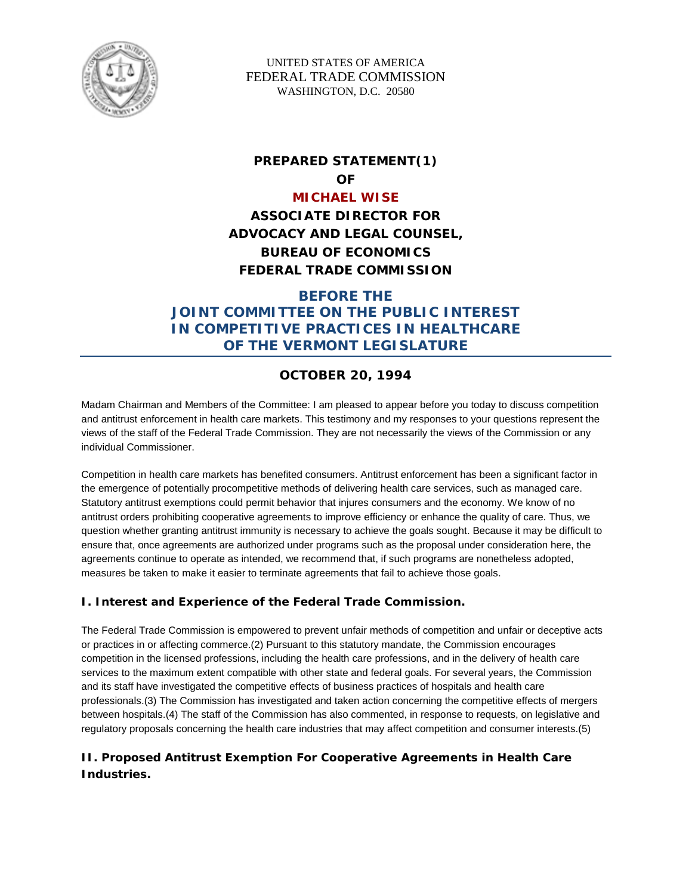UNITED STATES OF AMERICA
FEDERAL TRADE COMMISSION
WASHINGTON, D.C. 20580

# PREPARED STATEMENT(1)
# OF
# MICHAEL WISE
# ASSOCIATE DIRECTOR FOR ADVOCACY AND LEGAL COUNSEL, BUREAU OF ECONOMICS FEDERAL TRADE COMMISSION

## BEFORE THE JOINT COMMITTEE ON THE PUBLIC INTEREST IN COMPETITIVE PRACTICES IN HEALTHCARE OF THE VERMONT LEGISLATURE

### OCTOBER 20, 1994

Madam Chairman and Members of the Committee: I am pleased to appear before you today to discuss competition and antitrust enforcement in health care markets. This testimony and my responses to your questions represent the views of the staff of the Federal Trade Commission. They are not necessarily the views of the Commission or any individual Commissioner.

Competition in health care markets has benefited consumers. Antitrust enforcement has been a significant factor in the emergence of potentially procompetitive methods of delivering health care services, such as managed care. Statutory antitrust exemptions could permit behavior that injures consumers and the economy. We know of no antitrust orders prohibiting cooperative agreements to improve efficiency or enhance the quality of care. Thus, we question whether granting antitrust immunity is necessary to achieve the goals sought. Because it may be difficult to ensure that, once agreements are authorized under programs such as the proposal under consideration here, the agreements continue to operate as intended, we recommend that, if such programs are nonetheless adopted, measures be taken to make it easier to terminate agreements that fail to achieve those goals.

### I. Interest and Experience of the Federal Trade Commission.

The Federal Trade Commission is empowered to prevent unfair methods of competition and unfair or deceptive acts or practices in or affecting commerce.(2) Pursuant to this statutory mandate, the Commission encourages competition in the licensed professions, including the health care professions, and in the delivery of health care services to the maximum extent compatible with other state and federal goals. For several years, the Commission and its staff have investigated the competitive effects of business practices of hospitals and health care professionals.(3) The Commission has investigated and taken action concerning the competitive effects of mergers between hospitals.(4) The staff of the Commission has also commented, in response to requests, on legislative and regulatory proposals concerning the health care industries that may affect competition and consumer interests.(5)

### II. Proposed Antitrust Exemption For Cooperative Agreements in Health Care Industries.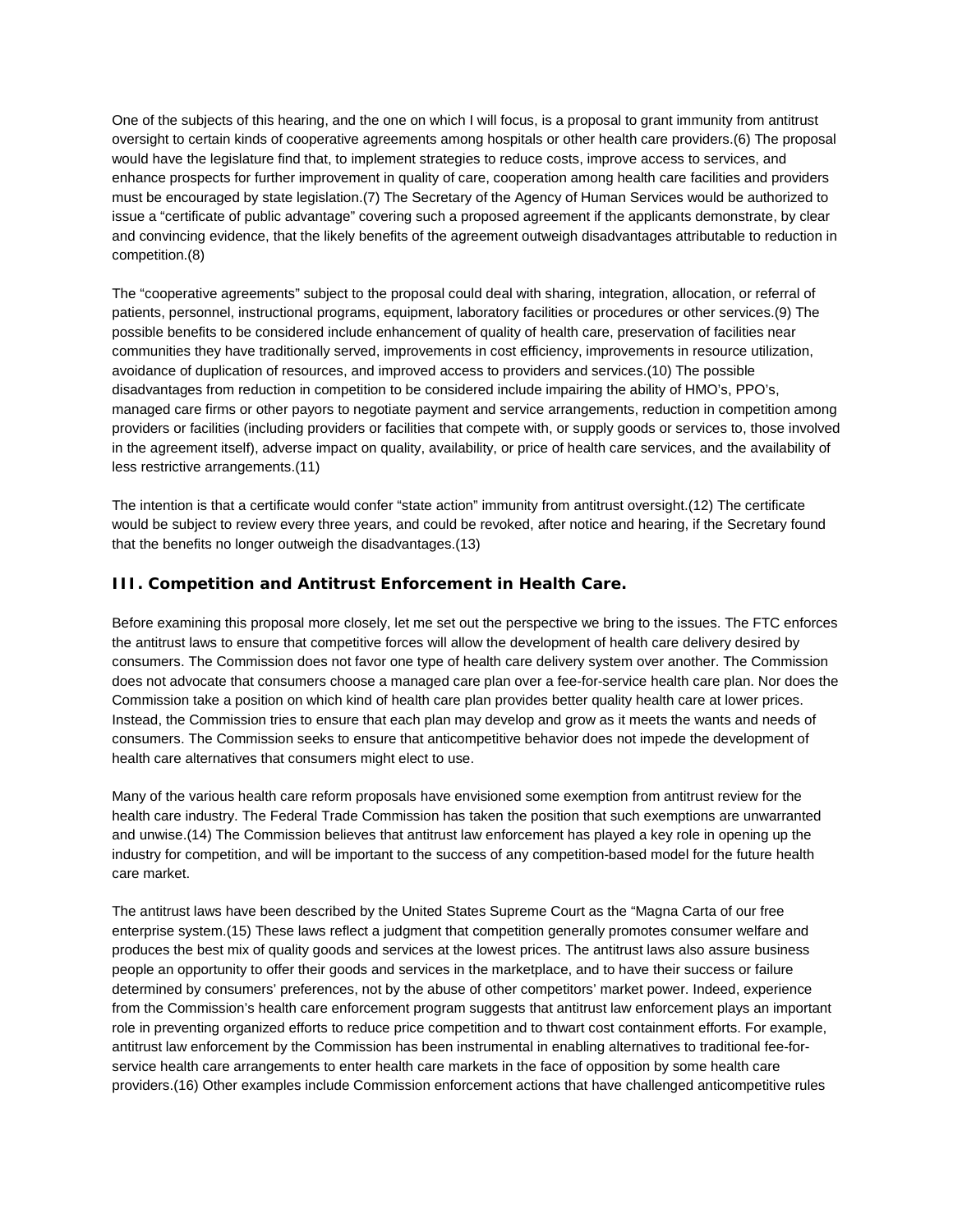One of the subjects of this hearing, and the one on which I will focus, is a proposal to grant immunity from antitrust oversight to certain kinds of cooperative agreements among hospitals or other health care providers.(6) The proposal would have the legislature find that, to implement strategies to reduce costs, improve access to services, and enhance prospects for further improvement in quality of care, cooperation among health care facilities and providers must be encouraged by state legislation.(7) The Secretary of the Agency of Human Services would be authorized to issue a "certificate of public advantage" covering such a proposed agreement if the applicants demonstrate, by clear and convincing evidence, that the likely benefits of the agreement outweigh disadvantages attributable to reduction in competition.(8)

The "cooperative agreements" subject to the proposal could deal with sharing, integration, allocation, or referral of patients, personnel, instructional programs, equipment, laboratory facilities or procedures or other services.(9) The possible benefits to be considered include enhancement of quality of health care, preservation of facilities near communities they have traditionally served, improvements in cost efficiency, improvements in resource utilization, avoidance of duplication of resources, and improved access to providers and services.(10) The possible disadvantages from reduction in competition to be considered include impairing the ability of HMO's, PPO's, managed care firms or other payors to negotiate payment and service arrangements, reduction in competition among providers or facilities (including providers or facilities that compete with, or supply goods or services to, those involved in the agreement itself), adverse impact on quality, availability, or price of health care services, and the availability of less restrictive arrangements.(11)

The intention is that a certificate would confer "state action" immunity from antitrust oversight.(12) The certificate would be subject to review every three years, and could be revoked, after notice and hearing, if the Secretary found that the benefits no longer outweigh the disadvantages.(13)

## III. Competition and Antitrust Enforcement in Health Care.

Before examining this proposal more closely, let me set out the perspective we bring to the issues. The FTC enforces the antitrust laws to ensure that competitive forces will allow the development of health care delivery desired by consumers. The Commission does not favor one type of health care delivery system over another. The Commission does not advocate that consumers choose a managed care plan over a fee-for-service health care plan. Nor does the Commission take a position on which kind of health care plan provides better quality health care at lower prices. Instead, the Commission tries to ensure that each plan may develop and grow as it meets the wants and needs of consumers. The Commission seeks to ensure that anticompetitive behavior does not impede the development of health care alternatives that consumers might elect to use.

Many of the various health care reform proposals have envisioned some exemption from antitrust review for the health care industry. The Federal Trade Commission has taken the position that such exemptions are unwarranted and unwise.(14) The Commission believes that antitrust law enforcement has played a key role in opening up the industry for competition, and will be important to the success of any competition-based model for the future health care market.

The antitrust laws have been described by the United States Supreme Court as the "Magna Carta of our free enterprise system.(15) These laws reflect a judgment that competition generally promotes consumer welfare and produces the best mix of quality goods and services at the lowest prices. The antitrust laws also assure business people an opportunity to offer their goods and services in the marketplace, and to have their success or failure determined by consumers' preferences, not by the abuse of other competitors' market power. Indeed, experience from the Commission's health care enforcement program suggests that antitrust law enforcement plays an important role in preventing organized efforts to reduce price competition and to thwart cost containment efforts. For example, antitrust law enforcement by the Commission has been instrumental in enabling alternatives to traditional fee-for-service health care arrangements to enter health care markets in the face of opposition by some health care providers.(16) Other examples include Commission enforcement actions that have challenged anticompetitive rules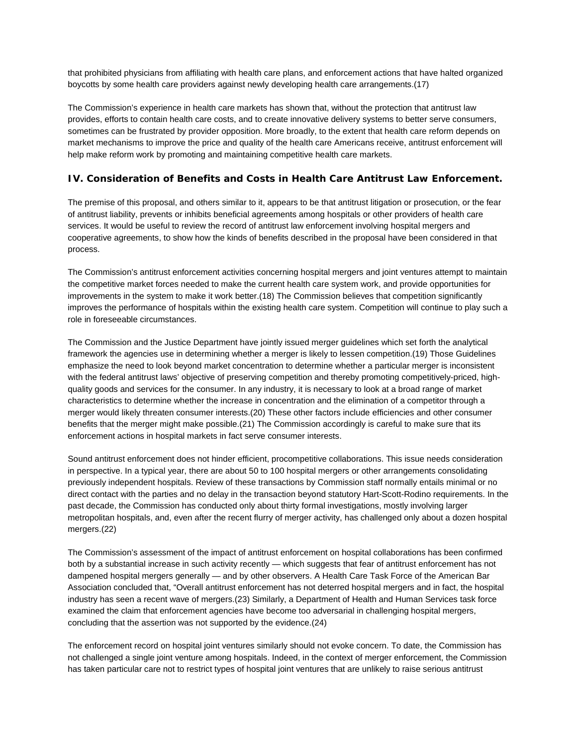that prohibited physicians from affiliating with health care plans, and enforcement actions that have halted organized boycotts by some health care providers against newly developing health care arrangements.(17)

The Commission's experience in health care markets has shown that, without the protection that antitrust law provides, efforts to contain health care costs, and to create innovative delivery systems to better serve consumers, sometimes can be frustrated by provider opposition. More broadly, to the extent that health care reform depends on market mechanisms to improve the price and quality of the health care Americans receive, antitrust enforcement will help make reform work by promoting and maintaining competitive health care markets.

### IV. Consideration of Benefits and Costs in Health Care Antitrust Law Enforcement.

The premise of this proposal, and others similar to it, appears to be that antitrust litigation or prosecution, or the fear of antitrust liability, prevents or inhibits beneficial agreements among hospitals or other providers of health care services. It would be useful to review the record of antitrust law enforcement involving hospital mergers and cooperative agreements, to show how the kinds of benefits described in the proposal have been considered in that process.

The Commission's antitrust enforcement activities concerning hospital mergers and joint ventures attempt to maintain the competitive market forces needed to make the current health care system work, and provide opportunities for improvements in the system to make it work better.(18) The Commission believes that competition significantly improves the performance of hospitals within the existing health care system. Competition will continue to play such a role in foreseeable circumstances.

The Commission and the Justice Department have jointly issued merger guidelines which set forth the analytical framework the agencies use in determining whether a merger is likely to lessen competition.(19) Those Guidelines emphasize the need to look beyond market concentration to determine whether a particular merger is inconsistent with the federal antitrust laws' objective of preserving competition and thereby promoting competitively-priced, high-quality goods and services for the consumer. In any industry, it is necessary to look at a broad range of market characteristics to determine whether the increase in concentration and the elimination of a competitor through a merger would likely threaten consumer interests.(20) These other factors include efficiencies and other consumer benefits that the merger might make possible.(21) The Commission accordingly is careful to make sure that its enforcement actions in hospital markets in fact serve consumer interests.

Sound antitrust enforcement does not hinder efficient, procompetitive collaborations. This issue needs consideration in perspective. In a typical year, there are about 50 to 100 hospital mergers or other arrangements consolidating previously independent hospitals. Review of these transactions by Commission staff normally entails minimal or no direct contact with the parties and no delay in the transaction beyond statutory Hart-Scott-Rodino requirements. In the past decade, the Commission has conducted only about thirty formal investigations, mostly involving larger metropolitan hospitals, and, even after the recent flurry of merger activity, has challenged only about a dozen hospital mergers.(22)

The Commission's assessment of the impact of antitrust enforcement on hospital collaborations has been confirmed both by a substantial increase in such activity recently — which suggests that fear of antitrust enforcement has not dampened hospital mergers generally — and by other observers. A Health Care Task Force of the American Bar Association concluded that, "Overall antitrust enforcement has not deterred hospital mergers and in fact, the hospital industry has seen a recent wave of mergers.(23) Similarly, a Department of Health and Human Services task force examined the claim that enforcement agencies have become too adversarial in challenging hospital mergers, concluding that the assertion was not supported by the evidence.(24)

The enforcement record on hospital joint ventures similarly should not evoke concern. To date, the Commission has not challenged a single joint venture among hospitals. Indeed, in the context of merger enforcement, the Commission has taken particular care not to restrict types of hospital joint ventures that are unlikely to raise serious antitrust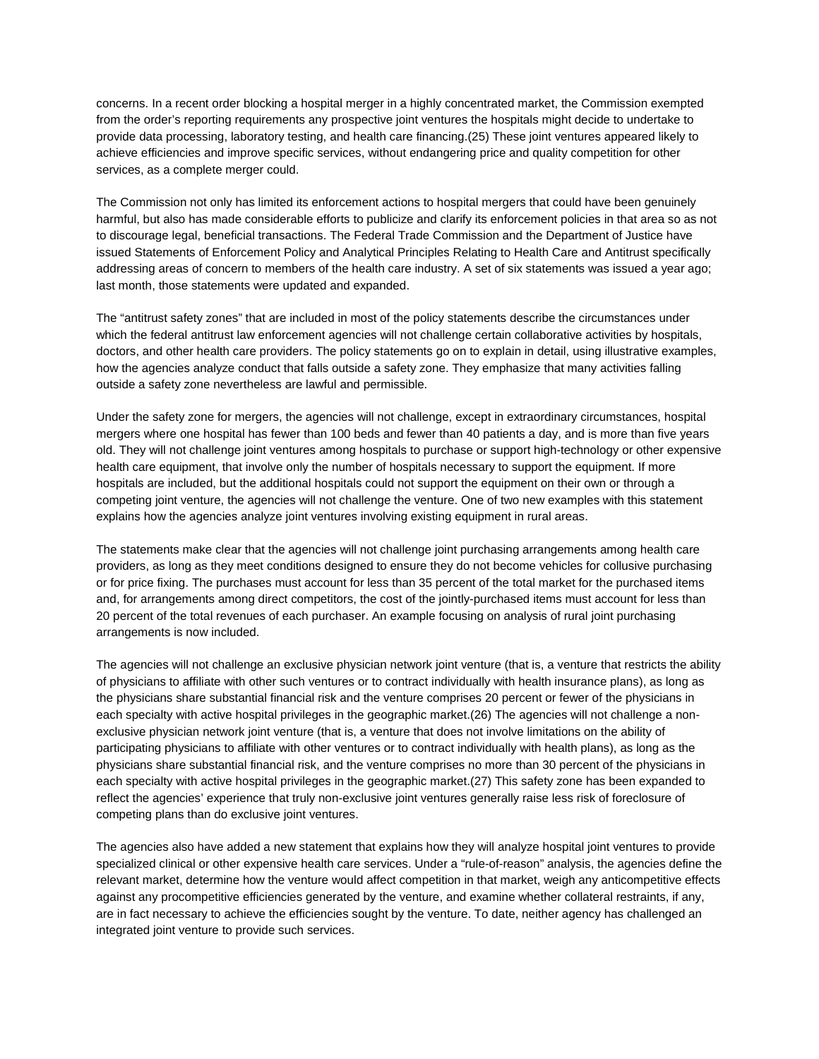concerns. In a recent order blocking a hospital merger in a highly concentrated market, the Commission exempted from the order's reporting requirements any prospective joint ventures the hospitals might decide to undertake to provide data processing, laboratory testing, and health care financing.(25) These joint ventures appeared likely to achieve efficiencies and improve specific services, without endangering price and quality competition for other services, as a complete merger could.

The Commission not only has limited its enforcement actions to hospital mergers that could have been genuinely harmful, but also has made considerable efforts to publicize and clarify its enforcement policies in that area so as not to discourage legal, beneficial transactions. The Federal Trade Commission and the Department of Justice have issued Statements of Enforcement Policy and Analytical Principles Relating to Health Care and Antitrust specifically addressing areas of concern to members of the health care industry. A set of six statements was issued a year ago; last month, those statements were updated and expanded.

The "antitrust safety zones" that are included in most of the policy statements describe the circumstances under which the federal antitrust law enforcement agencies will not challenge certain collaborative activities by hospitals, doctors, and other health care providers. The policy statements go on to explain in detail, using illustrative examples, how the agencies analyze conduct that falls outside a safety zone. They emphasize that many activities falling outside a safety zone nevertheless are lawful and permissible.

Under the safety zone for mergers, the agencies will not challenge, except in extraordinary circumstances, hospital mergers where one hospital has fewer than 100 beds and fewer than 40 patients a day, and is more than five years old. They will not challenge joint ventures among hospitals to purchase or support high-technology or other expensive health care equipment, that involve only the number of hospitals necessary to support the equipment. If more hospitals are included, but the additional hospitals could not support the equipment on their own or through a competing joint venture, the agencies will not challenge the venture. One of two new examples with this statement explains how the agencies analyze joint ventures involving existing equipment in rural areas.

The statements make clear that the agencies will not challenge joint purchasing arrangements among health care providers, as long as they meet conditions designed to ensure they do not become vehicles for collusive purchasing or for price fixing. The purchases must account for less than 35 percent of the total market for the purchased items and, for arrangements among direct competitors, the cost of the jointly-purchased items must account for less than 20 percent of the total revenues of each purchaser. An example focusing on analysis of rural joint purchasing arrangements is now included.

The agencies will not challenge an exclusive physician network joint venture (that is, a venture that restricts the ability of physicians to affiliate with other such ventures or to contract individually with health insurance plans), as long as the physicians share substantial financial risk and the venture comprises 20 percent or fewer of the physicians in each specialty with active hospital privileges in the geographic market.(26) The agencies will not challenge a non-exclusive physician network joint venture (that is, a venture that does not involve limitations on the ability of participating physicians to affiliate with other ventures or to contract individually with health plans), as long as the physicians share substantial financial risk, and the venture comprises no more than 30 percent of the physicians in each specialty with active hospital privileges in the geographic market.(27) This safety zone has been expanded to reflect the agencies' experience that truly non-exclusive joint ventures generally raise less risk of foreclosure of competing plans than do exclusive joint ventures.

The agencies also have added a new statement that explains how they will analyze hospital joint ventures to provide specialized clinical or other expensive health care services. Under a "rule-of-reason" analysis, the agencies define the relevant market, determine how the venture would affect competition in that market, weigh any anticompetitive effects against any procompetitive efficiencies generated by the venture, and examine whether collateral restraints, if any, are in fact necessary to achieve the efficiencies sought by the venture. To date, neither agency has challenged an integrated joint venture to provide such services.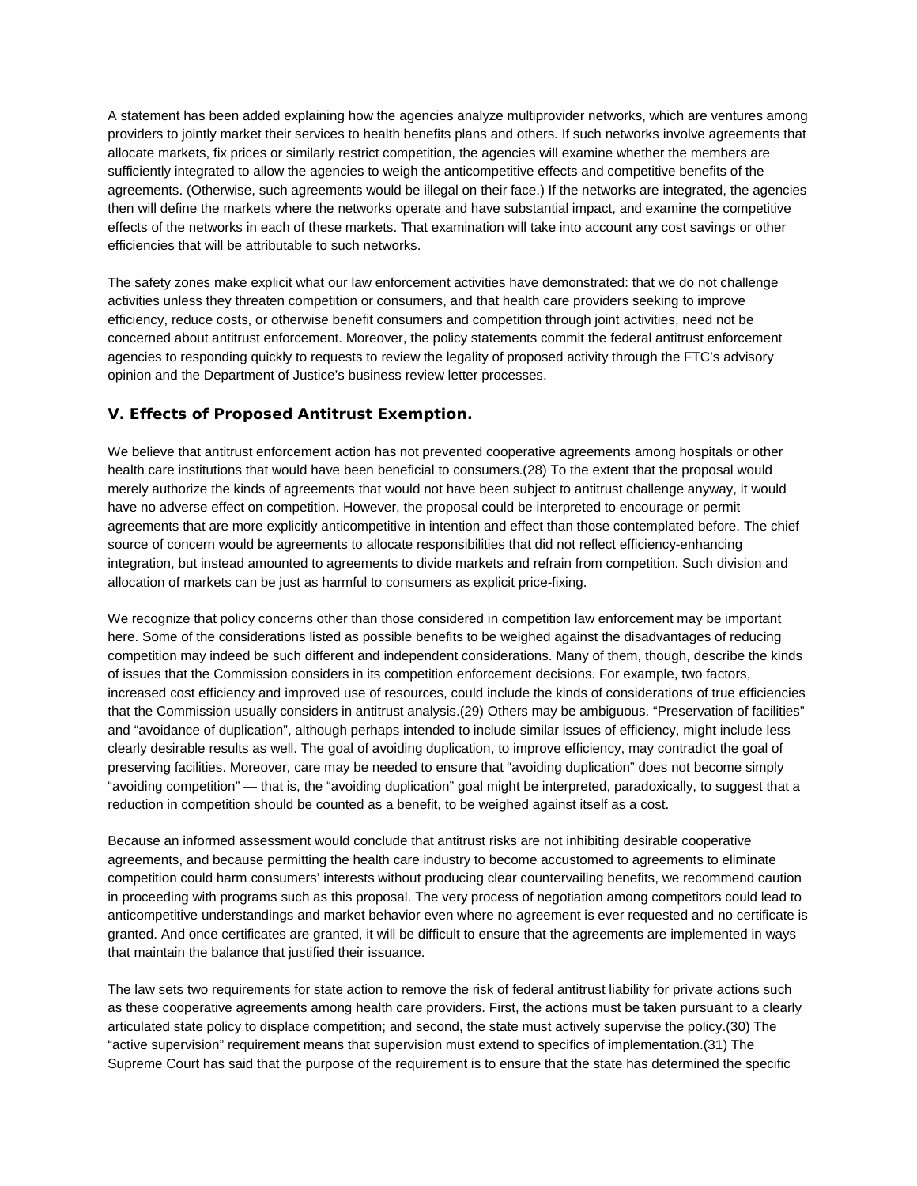A statement has been added explaining how the agencies analyze multiprovider networks, which are ventures among providers to jointly market their services to health benefits plans and others. If such networks involve agreements that allocate markets, fix prices or similarly restrict competition, the agencies will examine whether the members are sufficiently integrated to allow the agencies to weigh the anticompetitive effects and competitive benefits of the agreements. (Otherwise, such agreements would be illegal on their face.) If the networks are integrated, the agencies then will define the markets where the networks operate and have substantial impact, and examine the competitive effects of the networks in each of these markets. That examination will take into account any cost savings or other efficiencies that will be attributable to such networks.

The safety zones make explicit what our law enforcement activities have demonstrated: that we do not challenge activities unless they threaten competition or consumers, and that health care providers seeking to improve efficiency, reduce costs, or otherwise benefit consumers and competition through joint activities, need not be concerned about antitrust enforcement. Moreover, the policy statements commit the federal antitrust enforcement agencies to responding quickly to requests to review the legality of proposed activity through the FTC's advisory opinion and the Department of Justice's business review letter processes.

### V. Effects of Proposed Antitrust Exemption.

We believe that antitrust enforcement action has not prevented cooperative agreements among hospitals or other health care institutions that would have been beneficial to consumers.(28) To the extent that the proposal would merely authorize the kinds of agreements that would not have been subject to antitrust challenge anyway, it would have no adverse effect on competition. However, the proposal could be interpreted to encourage or permit agreements that are more explicitly anticompetitive in intention and effect than those contemplated before. The chief source of concern would be agreements to allocate responsibilities that did not reflect efficiency-enhancing integration, but instead amounted to agreements to divide markets and refrain from competition. Such division and allocation of markets can be just as harmful to consumers as explicit price-fixing.

We recognize that policy concerns other than those considered in competition law enforcement may be important here. Some of the considerations listed as possible benefits to be weighed against the disadvantages of reducing competition may indeed be such different and independent considerations. Many of them, though, describe the kinds of issues that the Commission considers in its competition enforcement decisions. For example, two factors, increased cost efficiency and improved use of resources, could include the kinds of considerations of true efficiencies that the Commission usually considers in antitrust analysis.(29) Others may be ambiguous. "Preservation of facilities" and "avoidance of duplication", although perhaps intended to include similar issues of efficiency, might include less clearly desirable results as well. The goal of avoiding duplication, to improve efficiency, may contradict the goal of preserving facilities. Moreover, care may be needed to ensure that "avoiding duplication" does not become simply "avoiding competition" — that is, the "avoiding duplication" goal might be interpreted, paradoxically, to suggest that a reduction in competition should be counted as a benefit, to be weighed against itself as a cost.

Because an informed assessment would conclude that antitrust risks are not inhibiting desirable cooperative agreements, and because permitting the health care industry to become accustomed to agreements to eliminate competition could harm consumers' interests without producing clear countervailing benefits, we recommend caution in proceeding with programs such as this proposal. The very process of negotiation among competitors could lead to anticompetitive understandings and market behavior even where no agreement is ever requested and no certificate is granted. And once certificates are granted, it will be difficult to ensure that the agreements are implemented in ways that maintain the balance that justified their issuance.

The law sets two requirements for state action to remove the risk of federal antitrust liability for private actions such as these cooperative agreements among health care providers. First, the actions must be taken pursuant to a clearly articulated state policy to displace competition; and second, the state must actively supervise the policy.(30) The "active supervision" requirement means that supervision must extend to specifics of implementation.(31) The Supreme Court has said that the purpose of the requirement is to ensure that the state has determined the specific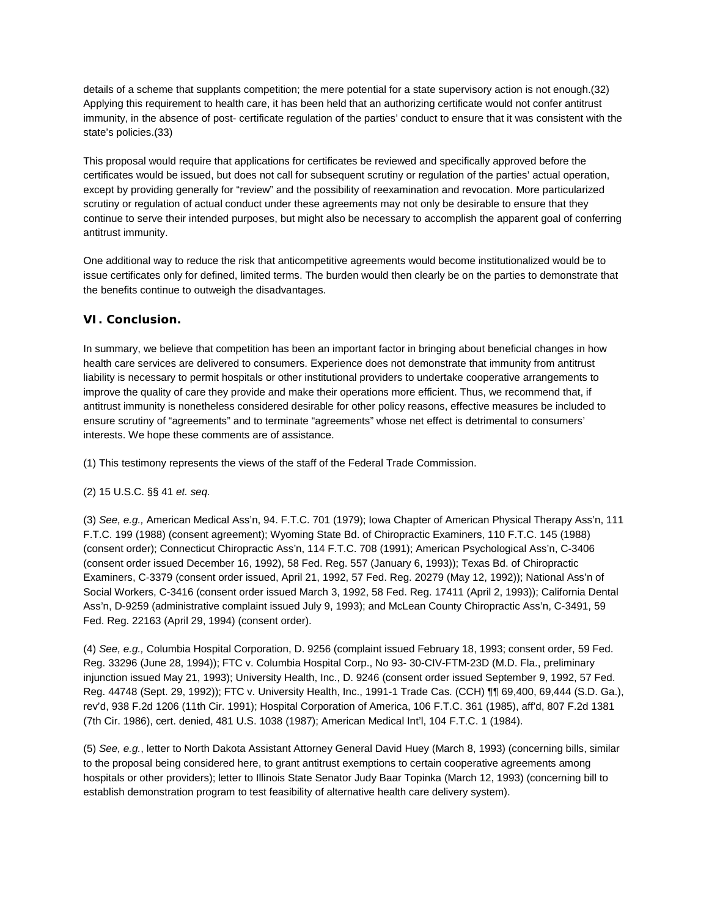details of a scheme that supplants competition; the mere potential for a state supervisory action is not enough.(32) Applying this requirement to health care, it has been held that an authorizing certificate would not confer antitrust immunity, in the absence of post- certificate regulation of the parties' conduct to ensure that it was consistent with the state's policies.(33)

This proposal would require that applications for certificates be reviewed and specifically approved before the certificates would be issued, but does not call for subsequent scrutiny or regulation of the parties' actual operation, except by providing generally for "review" and the possibility of reexamination and revocation. More particularized scrutiny or regulation of actual conduct under these agreements may not only be desirable to ensure that they continue to serve their intended purposes, but might also be necessary to accomplish the apparent goal of conferring antitrust immunity.

One additional way to reduce the risk that anticompetitive agreements would become institutionalized would be to issue certificates only for defined, limited terms. The burden would then clearly be on the parties to demonstrate that the benefits continue to outweigh the disadvantages.

## VI. Conclusion.

In summary, we believe that competition has been an important factor in bringing about beneficial changes in how health care services are delivered to consumers. Experience does not demonstrate that immunity from antitrust liability is necessary to permit hospitals or other institutional providers to undertake cooperative arrangements to improve the quality of care they provide and make their operations more efficient. Thus, we recommend that, if antitrust immunity is nonetheless considered desirable for other policy reasons, effective measures be included to ensure scrutiny of "agreements" and to terminate "agreements" whose net effect is detrimental to consumers' interests. We hope these comments are of assistance.

(1) This testimony represents the views of the staff of the Federal Trade Commission.

(2) 15 U.S.C. §§ 41 *et. seq.*

(3) *See, e.g.,* American Medical Ass'n, 94. F.T.C. 701 (1979); Iowa Chapter of American Physical Therapy Ass'n, 111 F.T.C. 199 (1988) (consent agreement); Wyoming State Bd. of Chiropractic Examiners, 110 F.T.C. 145 (1988) (consent order); Connecticut Chiropractic Ass'n, 114 F.T.C. 708 (1991); American Psychological Ass'n, C-3406 (consent order issued December 16, 1992), 58 Fed. Reg. 557 (January 6, 1993)); Texas Bd. of Chiropractic Examiners, C-3379 (consent order issued, April 21, 1992, 57 Fed. Reg. 20279 (May 12, 1992)); National Ass'n of Social Workers, C-3416 (consent order issued March 3, 1992, 58 Fed. Reg. 17411 (April 2, 1993)); California Dental Ass'n, D-9259 (administrative complaint issued July 9, 1993); and McLean County Chiropractic Ass'n, C-3491, 59 Fed. Reg. 22163 (April 29, 1994) (consent order).

(4) *See, e.g.,* Columbia Hospital Corporation, D. 9256 (complaint issued February 18, 1993; consent order, 59 Fed. Reg. 33296 (June 28, 1994)); FTC v. Columbia Hospital Corp., No 93- 30-CIV-FTM-23D (M.D. Fla., preliminary injunction issued May 21, 1993); University Health, Inc., D. 9246 (consent order issued September 9, 1992, 57 Fed. Reg. 44748 (Sept. 29, 1992)); FTC v. University Health, Inc., 1991-1 Trade Cas. (CCH) ¶¶ 69,400, 69,444 (S.D. Ga.), rev'd, 938 F.2d 1206 (11th Cir. 1991); Hospital Corporation of America, 106 F.T.C. 361 (1985), aff'd, 807 F.2d 1381 (7th Cir. 1986), cert. denied, 481 U.S. 1038 (1987); American Medical Int'l, 104 F.T.C. 1 (1984).

(5) *See, e.g.*, letter to North Dakota Assistant Attorney General David Huey (March 8, 1993) (concerning bills, similar to the proposal being considered here, to grant antitrust exemptions to certain cooperative agreements among hospitals or other providers); letter to Illinois State Senator Judy Baar Topinka (March 12, 1993) (concerning bill to establish demonstration program to test feasibility of alternative health care delivery system).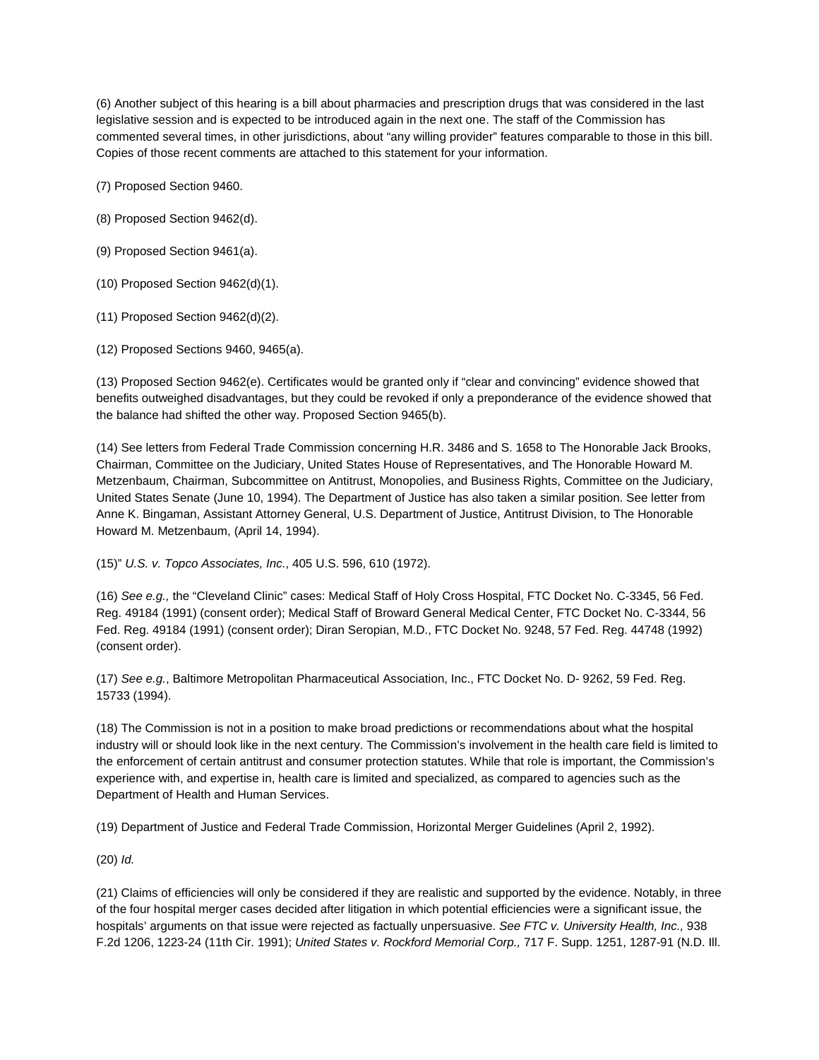(6) Another subject of this hearing is a bill about pharmacies and prescription drugs that was considered in the last legislative session and is expected to be introduced again in the next one. The staff of the Commission has commented several times, in other jurisdictions, about "any willing provider" features comparable to those in this bill. Copies of those recent comments are attached to this statement for your information.

(7) Proposed Section 9460.

(8) Proposed Section 9462(d).

(9) Proposed Section 9461(a).

(10) Proposed Section 9462(d)(1).

(11) Proposed Section 9462(d)(2).

(12) Proposed Sections 9460, 9465(a).

(13) Proposed Section 9462(e). Certificates would be granted only if "clear and convincing" evidence showed that benefits outweighed disadvantages, but they could be revoked if only a preponderance of the evidence showed that the balance had shifted the other way. Proposed Section 9465(b).

(14) See letters from Federal Trade Commission concerning H.R. 3486 and S. 1658 to The Honorable Jack Brooks, Chairman, Committee on the Judiciary, United States House of Representatives, and The Honorable Howard M. Metzenbaum, Chairman, Subcommittee on Antitrust, Monopolies, and Business Rights, Committee on the Judiciary, United States Senate (June 10, 1994). The Department of Justice has also taken a similar position. See letter from Anne K. Bingaman, Assistant Attorney General, U.S. Department of Justice, Antitrust Division, to The Honorable Howard M. Metzenbaum, (April 14, 1994).

(15)" *U.S. v. Topco Associates, Inc.*, 405 U.S. 596, 610 (1972).

(16) *See e.g.,* the "Cleveland Clinic" cases: Medical Staff of Holy Cross Hospital, FTC Docket No. C-3345, 56 Fed. Reg. 49184 (1991) (consent order); Medical Staff of Broward General Medical Center, FTC Docket No. C-3344, 56 Fed. Reg. 49184 (1991) (consent order); Diran Seropian, M.D., FTC Docket No. 9248, 57 Fed. Reg. 44748 (1992) (consent order).

(17) *See e.g.*, Baltimore Metropolitan Pharmaceutical Association, Inc., FTC Docket No. D- 9262, 59 Fed. Reg. 15733 (1994).

(18) The Commission is not in a position to make broad predictions or recommendations about what the hospital industry will or should look like in the next century. The Commission's involvement in the health care field is limited to the enforcement of certain antitrust and consumer protection statutes. While that role is important, the Commission's experience with, and expertise in, health care is limited and specialized, as compared to agencies such as the Department of Health and Human Services.

(19) Department of Justice and Federal Trade Commission, Horizontal Merger Guidelines (April 2, 1992).

(20) *Id.*

(21) Claims of efficiencies will only be considered if they are realistic and supported by the evidence. Notably, in three of the four hospital merger cases decided after litigation in which potential efficiencies were a significant issue, the hospitals' arguments on that issue were rejected as factually unpersuasive. *See FTC v. University Health, Inc.,* 938 F.2d 1206, 1223-24 (11th Cir. 1991); *United States v. Rockford Memorial Corp.,* 717 F. Supp. 1251, 1287-91 (N.D. Ill.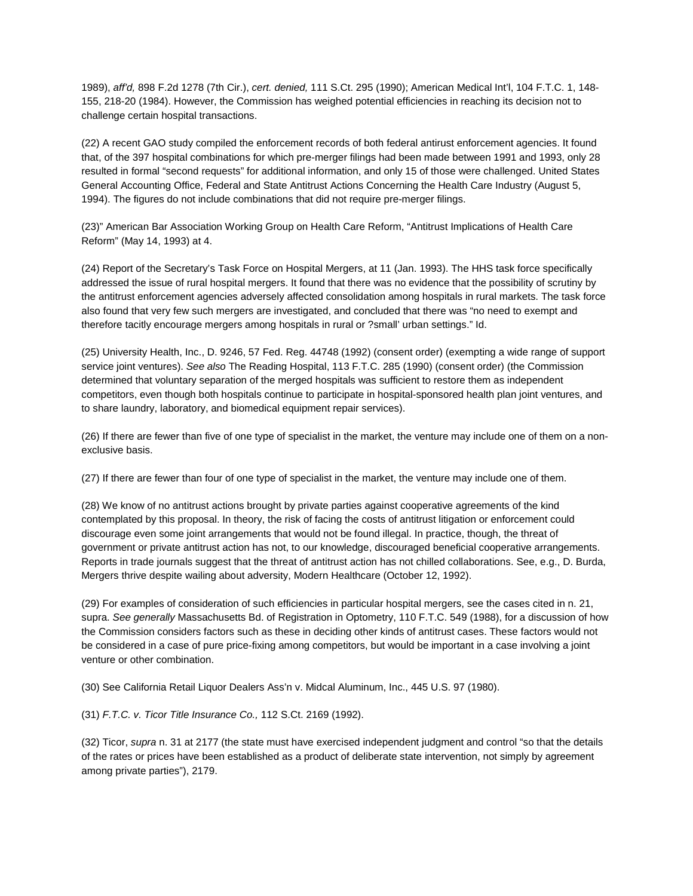1989), *aff'd,* 898 F.2d 1278 (7th Cir.), *cert. denied,* 111 S.Ct. 295 (1990); American Medical Int'l, 104 F.T.C. 1, 148-155, 218-20 (1984). However, the Commission has weighed potential efficiencies in reaching its decision not to challenge certain hospital transactions.

(22) A recent GAO study compiled the enforcement records of both federal antirust enforcement agencies. It found that, of the 397 hospital combinations for which pre-merger filings had been made between 1991 and 1993, only 28 resulted in formal "second requests" for additional information, and only 15 of those were challenged. United States General Accounting Office, Federal and State Antitrust Actions Concerning the Health Care Industry (August 5, 1994). The figures do not include combinations that did not require pre-merger filings.

(23)" American Bar Association Working Group on Health Care Reform, "Antitrust Implications of Health Care Reform" (May 14, 1993) at 4.

(24) Report of the Secretary's Task Force on Hospital Mergers, at 11 (Jan. 1993). The HHS task force specifically addressed the issue of rural hospital mergers. It found that there was no evidence that the possibility of scrutiny by the antitrust enforcement agencies adversely affected consolidation among hospitals in rural markets. The task force also found that very few such mergers are investigated, and concluded that there was "no need to exempt and therefore tacitly encourage mergers among hospitals in rural or ?small' urban settings." Id.

(25) University Health, Inc., D. 9246, 57 Fed. Reg. 44748 (1992) (consent order) (exempting a wide range of support service joint ventures). *See also* The Reading Hospital, 113 F.T.C. 285 (1990) (consent order) (the Commission determined that voluntary separation of the merged hospitals was sufficient to restore them as independent competitors, even though both hospitals continue to participate in hospital-sponsored health plan joint ventures, and to share laundry, laboratory, and biomedical equipment repair services).

(26) If there are fewer than five of one type of specialist in the market, the venture may include one of them on a non-exclusive basis.

(27) If there are fewer than four of one type of specialist in the market, the venture may include one of them.

(28) We know of no antitrust actions brought by private parties against cooperative agreements of the kind contemplated by this proposal. In theory, the risk of facing the costs of antitrust litigation or enforcement could discourage even some joint arrangements that would not be found illegal. In practice, though, the threat of government or private antitrust action has not, to our knowledge, discouraged beneficial cooperative arrangements. Reports in trade journals suggest that the threat of antitrust action has not chilled collaborations. See, e.g., D. Burda, Mergers thrive despite wailing about adversity, Modern Healthcare (October 12, 1992).

(29) For examples of consideration of such efficiencies in particular hospital mergers, see the cases cited in n. 21, supra. *See generally* Massachusetts Bd. of Registration in Optometry, 110 F.T.C. 549 (1988), for a discussion of how the Commission considers factors such as these in deciding other kinds of antitrust cases. These factors would not be considered in a case of pure price-fixing among competitors, but would be important in a case involving a joint venture or other combination.

(30) See California Retail Liquor Dealers Ass'n v. Midcal Aluminum, Inc., 445 U.S. 97 (1980).

(31) *F.T.C. v. Ticor Title Insurance Co.,* 112 S.Ct. 2169 (1992).

(32) Ticor, *supra* n. 31 at 2177 (the state must have exercised independent judgment and control "so that the details of the rates or prices have been established as a product of deliberate state intervention, not simply by agreement among private parties"), 2179.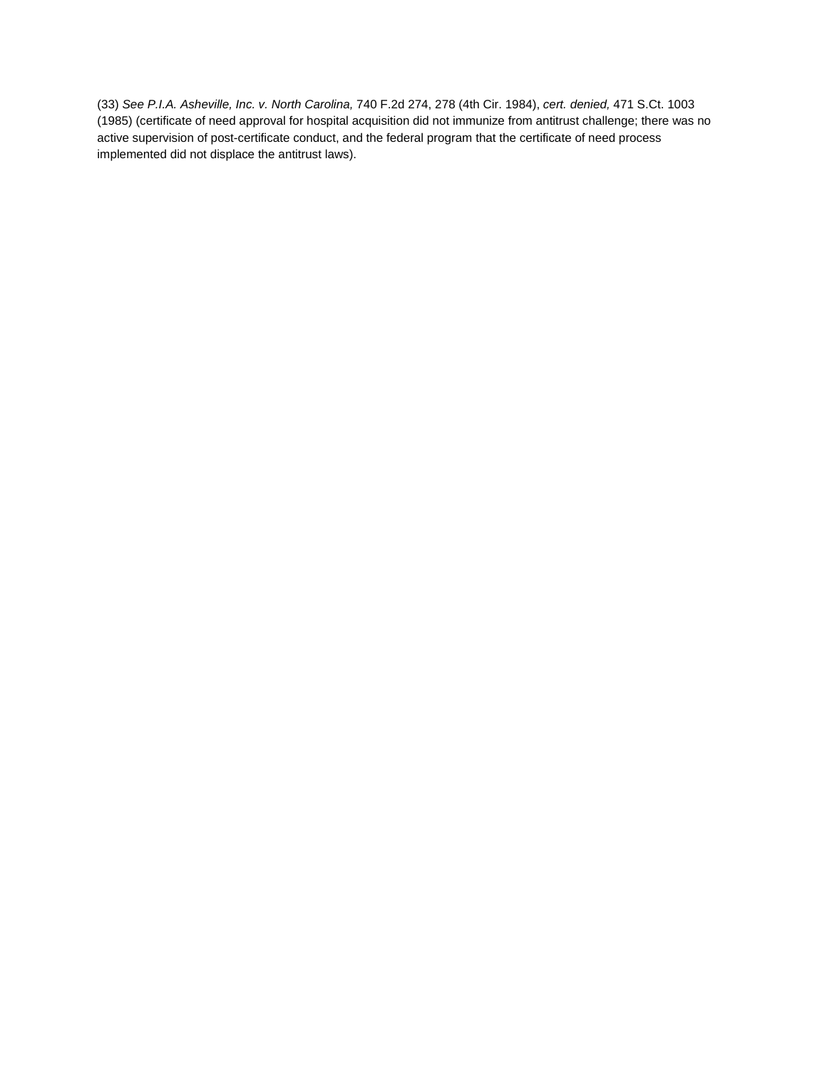(33) *See P.I.A. Asheville, Inc. v. North Carolina,* 740 F.2d 274, 278 (4th Cir. 1984), *cert. denied,* 471 S.Ct. 1003 (1985) (certificate of need approval for hospital acquisition did not immunize from antitrust challenge; there was no active supervision of post-certificate conduct, and the federal program that the certificate of need process implemented did not displace the antitrust laws).